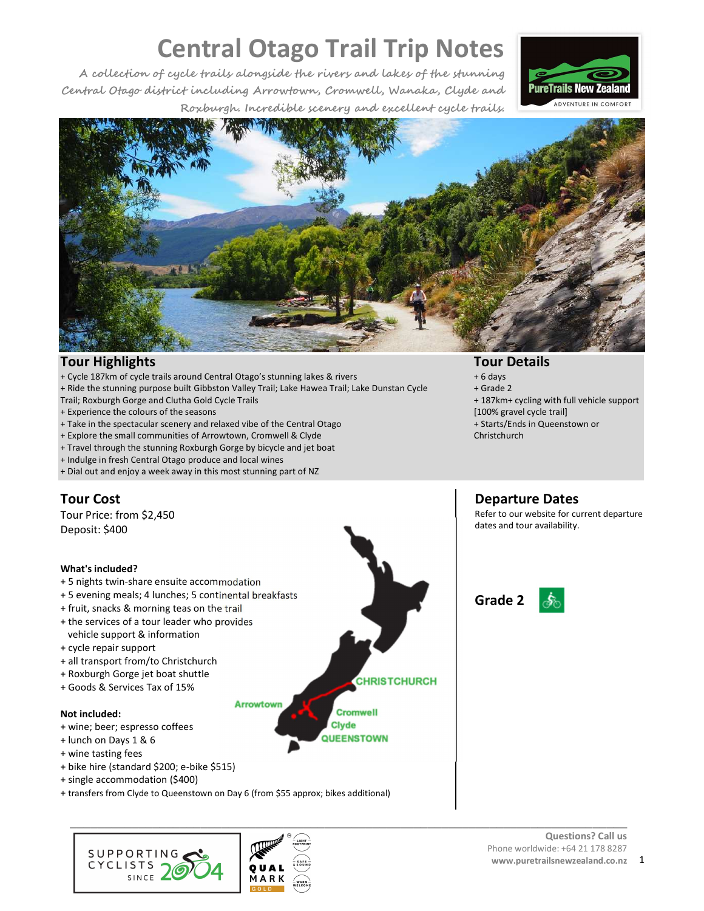# Central Otago Trail Trip Notes

*A collection of cycle trails alongside the rivers and lakes of the stunning Central Otago district including Arrowtown, Cromwell, Wanaka, Clyde and Roxburgh. Incredible scenery and excellent cycle trails.*

## Tour Highlights

+ Cycle 187km of cycle trails around Central Otago's stunning lakes & rivers
+ Ride the stunning purpose built Gibbston Valley Trail; Lake Hawea Trail; Lake Dunstan Cycle Trail; Roxburgh Gorge and Clutha Gold Cycle Trails
+ Experience the colours of the seasons
+ Take in the spectacular scenery and relaxed vibe of the Central Otago
+ Explore the small communities of Arrowtown, Cromwell & Clyde
+ Travel through the stunning Roxburgh Gorge by bicycle and jet boat
+ Indulge in fresh Central Otago produce and local wines
+ Dial out and enjoy a week away in this most stunning part of NZ

## Tour Details

+ 6 days
+ Grade 2
+ 187km+ cycling with full vehicle support [100% gravel cycle trail]
+ Starts/Ends in Queenstown or Christchurch

## Tour Cost

Tour Price: from $2,450
Deposit: $400

**What's included?**

+ 5 nights twin-share ensuite accommodation
+ 5 evening meals; 4 lunches; 5 continental breakfasts
+ fruit, snacks & morning teas on the trail
+ the services of a tour leader who provides vehicle support & information
+ cycle repair support
+ all transport from/to Christchurch
+ Roxburgh Gorge jet boat shuttle
+ Goods & Services Tax of 15%

**Not included:**

+ wine; beer; espresso coffees
+ lunch on Days 1 & 6
+ wine tasting fees
+ bike hire (standard $200; e-bike $515)
+ single accommodation ($400)
+ transfers from Clyde to Queenstown on Day 6 (from $55 approx; bikes additional)

## Departure Dates

Refer to our website for current departure dates and tour availability.

## Grade 2

Questions? Call us
Phone worldwide: +64 21 178 8287
www.puretrailsnewzealand.co.nz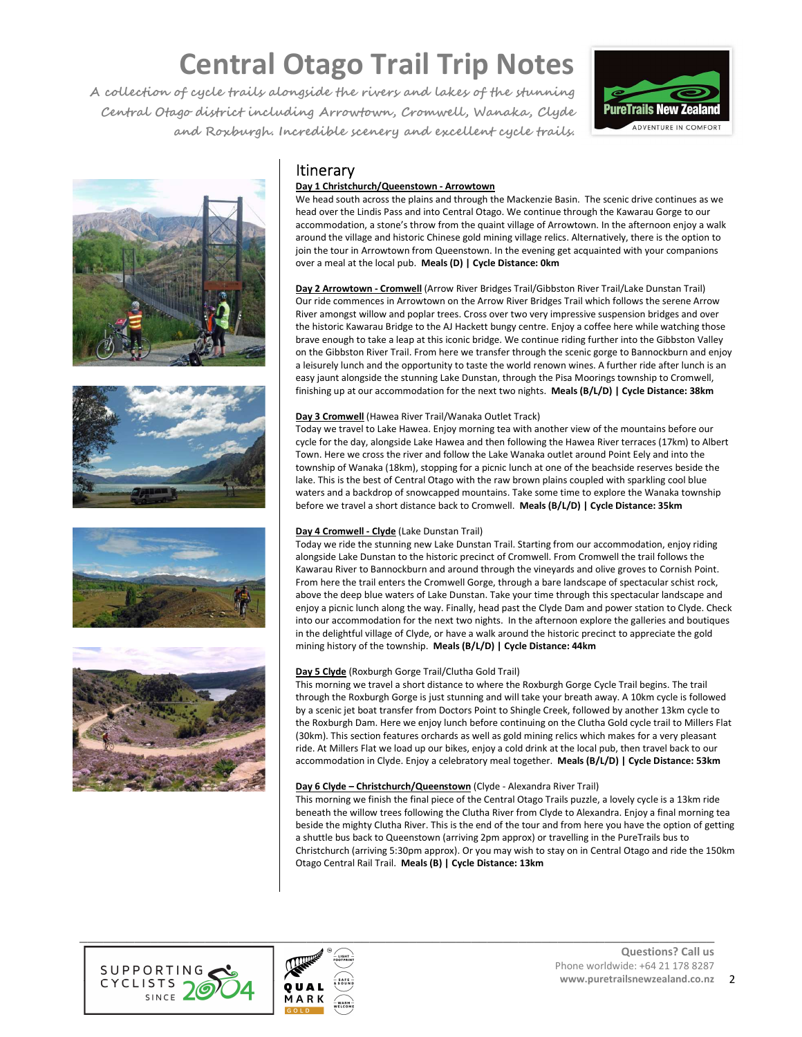# Central Otago Trail Trip Notes

*A collection of cycle trails alongside the rivers and lakes of the stunning Central Otago district including Arrowtown, Cromwell, Wanaka, Clyde and Roxburgh. Incredible scenery and excellent cycle trails.*

## Itinerary

**Day 1 Christchurch/Queenstown - Arrowtown**

We head south across the plains and through the Mackenzie Basin. The scenic drive continues as we head over the Lindis Pass and into Central Otago. We continue through the Kawarau Gorge to our accommodation, a stone's throw from the quaint village of Arrowtown. In the afternoon enjoy a walk around the village and historic Chinese gold mining village relics. Alternatively, there is the option to join the tour in Arrowtown from Queenstown. In the evening get acquainted with your companions over a meal at the local pub. **Meals (D) | Cycle Distance: 0km**

**Day 2 Arrowtown - Cromwell** (Arrow River Bridges Trail/Gibbston River Trail/Lake Dunstan Trail)

Our ride commences in Arrowtown on the Arrow River Bridges Trail which follows the serene Arrow River amongst willow and poplar trees. Cross over two very impressive suspension bridges and over the historic Kawarau Bridge to the AJ Hackett bungy centre. Enjoy a coffee here while watching those brave enough to take a leap at this iconic bridge. We continue riding further into the Gibbston Valley on the Gibbston River Trail. From here we transfer through the scenic gorge to Bannockburn and enjoy a leisurely lunch and the opportunity to taste the world renown wines. A further ride after lunch is an easy jaunt alongside the stunning Lake Dunstan, through the Pisa Moorings township to Cromwell, finishing up at our accommodation for the next two nights. **Meals (B/L/D) | Cycle Distance: 38km**

**Day 3 Cromwell** (Hawea River Trail/Wanaka Outlet Track)

Today we travel to Lake Hawea. Enjoy morning tea with another view of the mountains before our cycle for the day, alongside Lake Hawea and then following the Hawea River terraces (17km) to Albert Town. Here we cross the river and follow the Lake Wanaka outlet around Point Eely and into the township of Wanaka (18km), stopping for a picnic lunch at one of the beachside reserves beside the lake. This is the best of Central Otago with the raw brown plains coupled with sparkling cool blue waters and a backdrop of snowcapped mountains. Take some time to explore the Wanaka township before we travel a short distance back to Cromwell. **Meals (B/L/D) | Cycle Distance: 35km**

**Day 4 Cromwell - Clyde** (Lake Dunstan Trail)

Today we ride the stunning new Lake Dunstan Trail. Starting from our accommodation, enjoy riding alongside Lake Dunstan to the historic precinct of Cromwell. From Cromwell the trail follows the Kawarau River to Bannockburn and around through the vineyards and olive groves to Cornish Point. From here the trail enters the Cromwell Gorge, through a bare landscape of spectacular schist rock, above the deep blue waters of Lake Dunstan. Take your time through this spectacular landscape and enjoy a picnic lunch along the way. Finally, head past the Clyde Dam and power station to Clyde. Check into our accommodation for the next two nights. In the afternoon explore the galleries and boutiques in the delightful village of Clyde, or have a walk around the historic precinct to appreciate the gold mining history of the township. **Meals (B/L/D) | Cycle Distance: 44km**

**Day 5 Clyde** (Roxburgh Gorge Trail/Clutha Gold Trail)

This morning we travel a short distance to where the Roxburgh Gorge Cycle Trail begins. The trail through the Roxburgh Gorge is just stunning and will take your breath away. A 10km cycle is followed by a scenic jet boat transfer from Doctors Point to Shingle Creek, followed by another 13km cycle to the Roxburgh Dam. Here we enjoy lunch before continuing on the Clutha Gold cycle trail to Millers Flat (30km). This section features orchards as well as gold mining relics which makes for a very pleasant ride. At Millers Flat we load up our bikes, enjoy a cold drink at the local pub, then travel back to our accommodation in Clyde. Enjoy a celebratory meal together. **Meals (B/L/D) | Cycle Distance: 53km**

**Day 6 Clyde – Christchurch/Queenstown** (Clyde - Alexandra River Trail)

This morning we finish the final piece of the Central Otago Trails puzzle, a lovely cycle is a 13km ride beneath the willow trees following the Clutha River from Clyde to Alexandra. Enjoy a final morning tea beside the mighty Clutha River. This is the end of the tour and from here you have the option of getting a shuttle bus back to Queenstown (arriving 2pm approx) or travelling in the PureTrails bus to Christchurch (arriving 5:30pm approx). Or you may wish to stay on in Central Otago and ride the 150km Otago Central Rail Trail. **Meals (B) | Cycle Distance: 13km**

**Questions? Call us**
Phone worldwide: +64 21 178 8287
**www.puretrailsnewzealand.co.nz**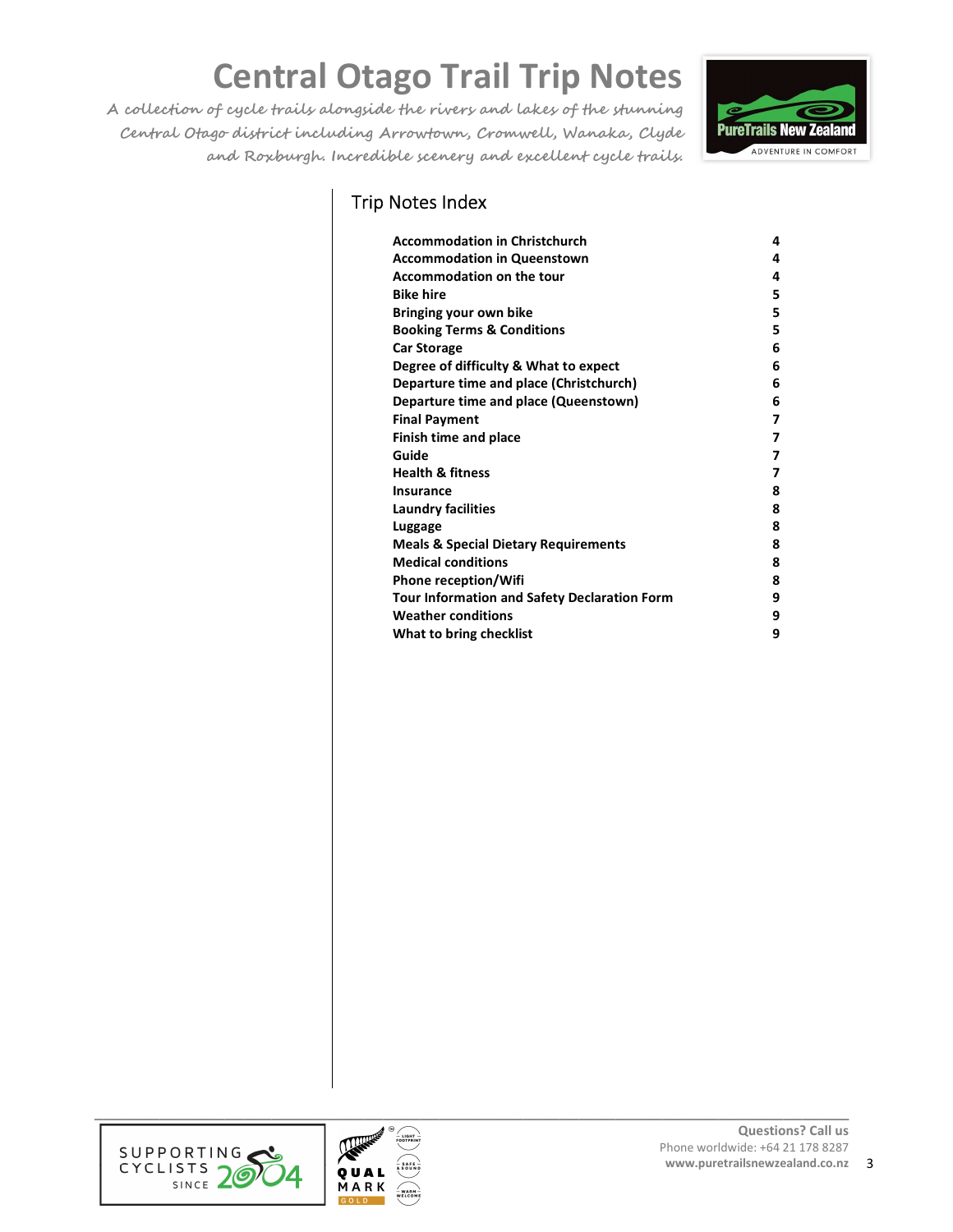# Central Otago Trail Trip Notes

*A collection of cycle trails alongside the rivers and lakes of the stunning Central Otago district including Arrowtown, Cromwell, Wanaka, Clyde and Roxburgh. Incredible scenery and excellent cycle trails.*

## Trip Notes Index

| | |
|---|---|
| **Accommodation in Christchurch** | **4** |
| **Accommodation in Queenstown** | **4** |
| **Accommodation on the tour** | **4** |
| **Bike hire** | **5** |
| **Bringing your own bike** | **5** |
| **Booking Terms & Conditions** | **5** |
| **Car Storage** | **6** |
| **Degree of difficulty & What to expect** | **6** |
| **Departure time and place (Christchurch)** | **6** |
| **Departure time and place (Queenstown)** | **6** |
| **Final Payment** | **7** |
| **Finish time and place** | **7** |
| **Guide** | **7** |
| **Health & fitness** | **7** |
| **Insurance** | **8** |
| **Laundry facilities** | **8** |
| **Luggage** | **8** |
| **Meals & Special Dietary Requirements** | **8** |
| **Medical conditions** | **8** |
| **Phone reception/Wifi** | **8** |
| **Tour Information and Safety Declaration Form** | **9** |
| **Weather conditions** | **9** |
| **What to bring checklist** | **9** |

**Questions? Call us**
Phone worldwide: +64 21 178 8287
**www.puretrailsnewzealand.co.nz**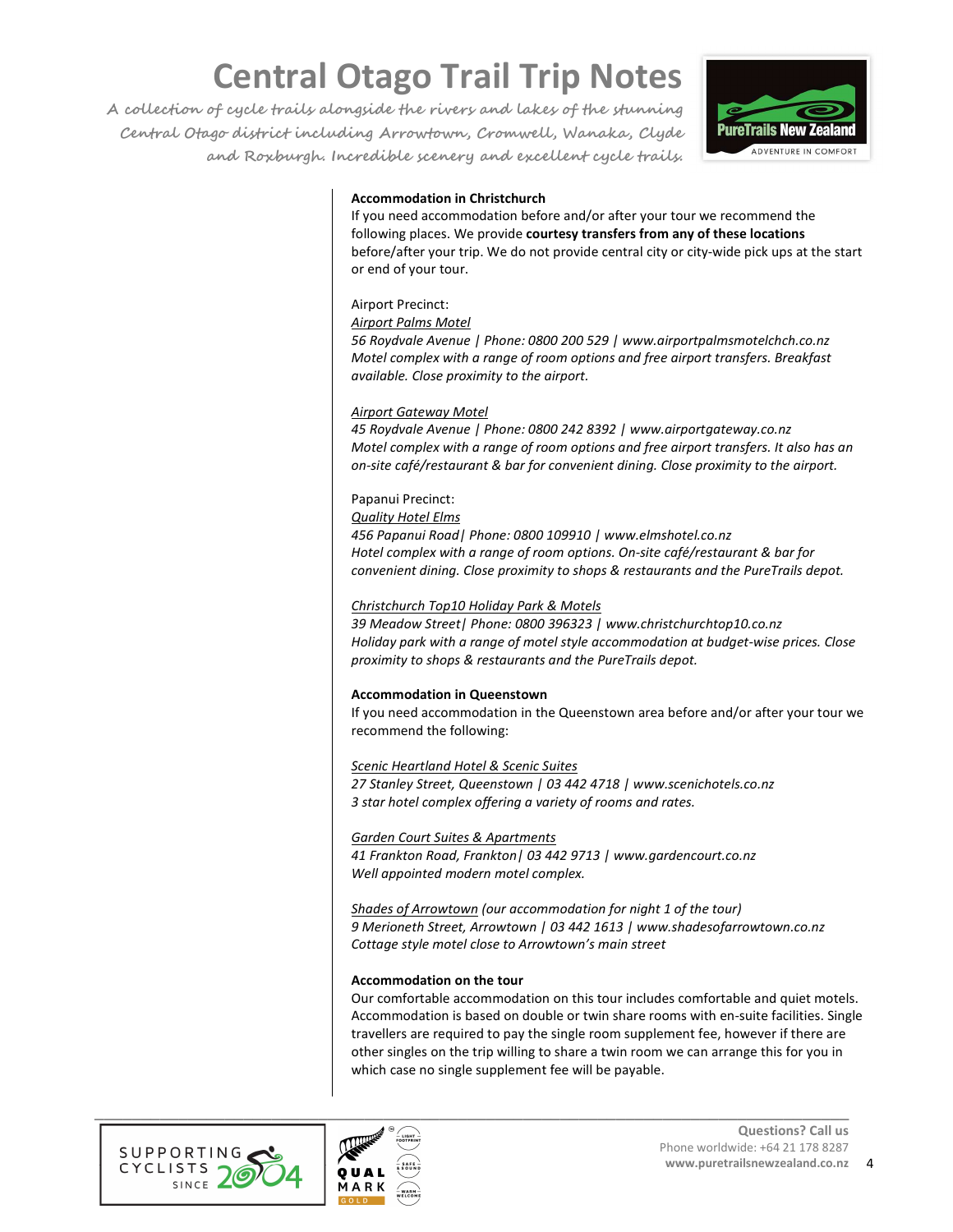**Accommodation in Christchurch**

If you need accommodation before and/or after your tour we recommend the following places. We provide **courtesy transfers from any of these locations** before/after your trip. We do not provide central city or city-wide pick ups at the start or end of your tour.

Airport Precinct:

Airport Palms Motel

*56 Roydvale Avenue | Phone: 0800 200 529 | www.airportpalmsmotelchch.co.nz*
*Motel complex with a range of room options and free airport transfers. Breakfast available. Close proximity to the airport.*

Airport Gateway Motel

*45 Roydvale Avenue | Phone: 0800 242 8392 | www.airportgateway.co.nz*
*Motel complex with a range of room options and free airport transfers. It also has an on-site café/restaurant & bar for convenient dining. Close proximity to the airport.*

Papanui Precinct:

Quality Hotel Elms

*456 Papanui Road| Phone: 0800 109910 | www.elmshotel.co.nz*
*Hotel complex with a range of room options. On-site café/restaurant & bar for convenient dining. Close proximity to shops & restaurants and the PureTrails depot.*

Christchurch Top10 Holiday Park & Motels

*39 Meadow Street| Phone: 0800 396323 | www.christchurchtop10.co.nz*
*Holiday park with a range of motel style accommodation at budget-wise prices. Close proximity to shops & restaurants and the PureTrails depot.*

**Accommodation in Queenstown**

If you need accommodation in the Queenstown area before and/or after your tour we recommend the following:

Scenic Heartland Hotel & Scenic Suites

*27 Stanley Street, Queenstown | 03 442 4718 | www.scenichotels.co.nz*
*3 star hotel complex offering a variety of rooms and rates.*

Garden Court Suites & Apartments

*41 Frankton Road, Frankton| 03 442 9713 | www.gardencourt.co.nz*
*Well appointed modern motel complex.*

Shades of Arrowtown *(our accommodation for night 1 of the tour)*

*9 Merioneth Street, Arrowtown | 03 442 1613 | www.shadesofarrowtown.co.nz*
*Cottage style motel close to Arrowtown's main street*

**Accommodation on the tour**

Our comfortable accommodation on this tour includes comfortable and quiet motels. Accommodation is based on double or twin share rooms with en-suite facilities. Single travellers are required to pay the single room supplement fee, however if there are other singles on the trip willing to share a twin room we can arrange this for you in which case no single supplement fee will be payable.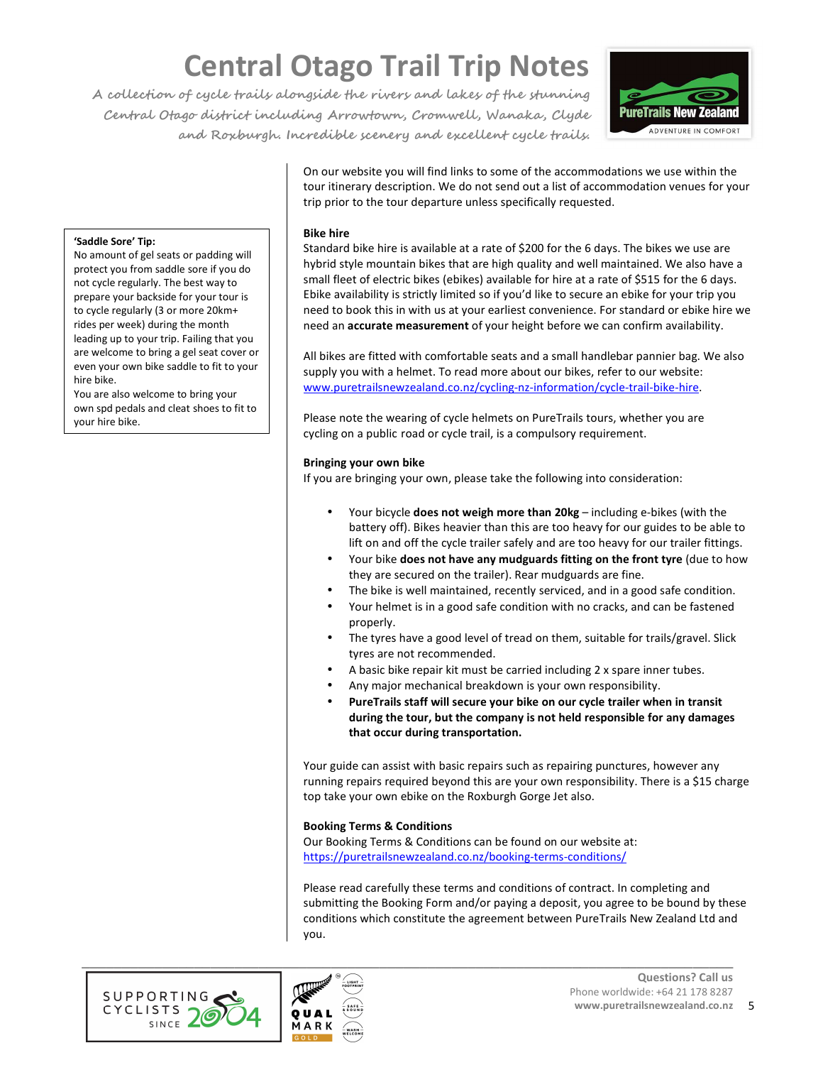On our website you will find links to some of the accommodations we use within the tour itinerary description. We do not send out a list of accommodation venues for your trip prior to the tour departure unless specifically requested.

**'Saddle Sore' Tip:**
No amount of gel seats or padding will protect you from saddle sore if you do not cycle regularly. The best way to prepare your backside for your tour is to cycle regularly (3 or more 20km+ rides per week) during the month leading up to your trip. Failing that you are welcome to bring a gel seat cover or even your own bike saddle to fit to your hire bike.
You are also welcome to bring your own spd pedals and cleat shoes to fit to your hire bike.

**Bike hire**

Standard bike hire is available at a rate of $200 for the 6 days. The bikes we use are hybrid style mountain bikes that are high quality and well maintained. We also have a small fleet of electric bikes (ebikes) available for hire at a rate of $515 for the 6 days. Ebike availability is strictly limited so if you'd like to secure an ebike for your trip you need to book this in with us at your earliest convenience. For standard or ebike hire we need an **accurate measurement** of your height before we can confirm availability.

All bikes are fitted with comfortable seats and a small handlebar pannier bag. We also supply you with a helmet. To read more about our bikes, refer to our website: www.puretrailsnewzealand.co.nz/cycling-nz-information/cycle-trail-bike-hire.

Please note the wearing of cycle helmets on PureTrails tours, whether you are cycling on a public road or cycle trail, is a compulsory requirement.

**Bringing your own bike**

If you are bringing your own, please take the following into consideration:

- Your bicycle **does not weigh more than 20kg** – including e-bikes (with the battery off). Bikes heavier than this are too heavy for our guides to be able to lift on and off the cycle trailer safely and are too heavy for our trailer fittings.
- Your bike **does not have any mudguards fitting on the front tyre** (due to how they are secured on the trailer). Rear mudguards are fine.
- The bike is well maintained, recently serviced, and in a good safe condition.
- Your helmet is in a good safe condition with no cracks, and can be fastened properly.
- The tyres have a good level of tread on them, suitable for trails/gravel. Slick tyres are not recommended.
- A basic bike repair kit must be carried including 2 x spare inner tubes.
- Any major mechanical breakdown is your own responsibility.
- **PureTrails staff will secure your bike on our cycle trailer when in transit during the tour, but the company is not held responsible for any damages that occur during transportation.**

Your guide can assist with basic repairs such as repairing punctures, however any running repairs required beyond this are your own responsibility. There is a $15 charge top take your own ebike on the Roxburgh Gorge Jet also.

**Booking Terms & Conditions**

Our Booking Terms & Conditions can be found on our website at: https://puretrailsnewzealand.co.nz/booking-terms-conditions/

Please read carefully these terms and conditions of contract. In completing and submitting the Booking Form and/or paying a deposit, you agree to be bound by these conditions which constitute the agreement between PureTrails New Zealand Ltd and you.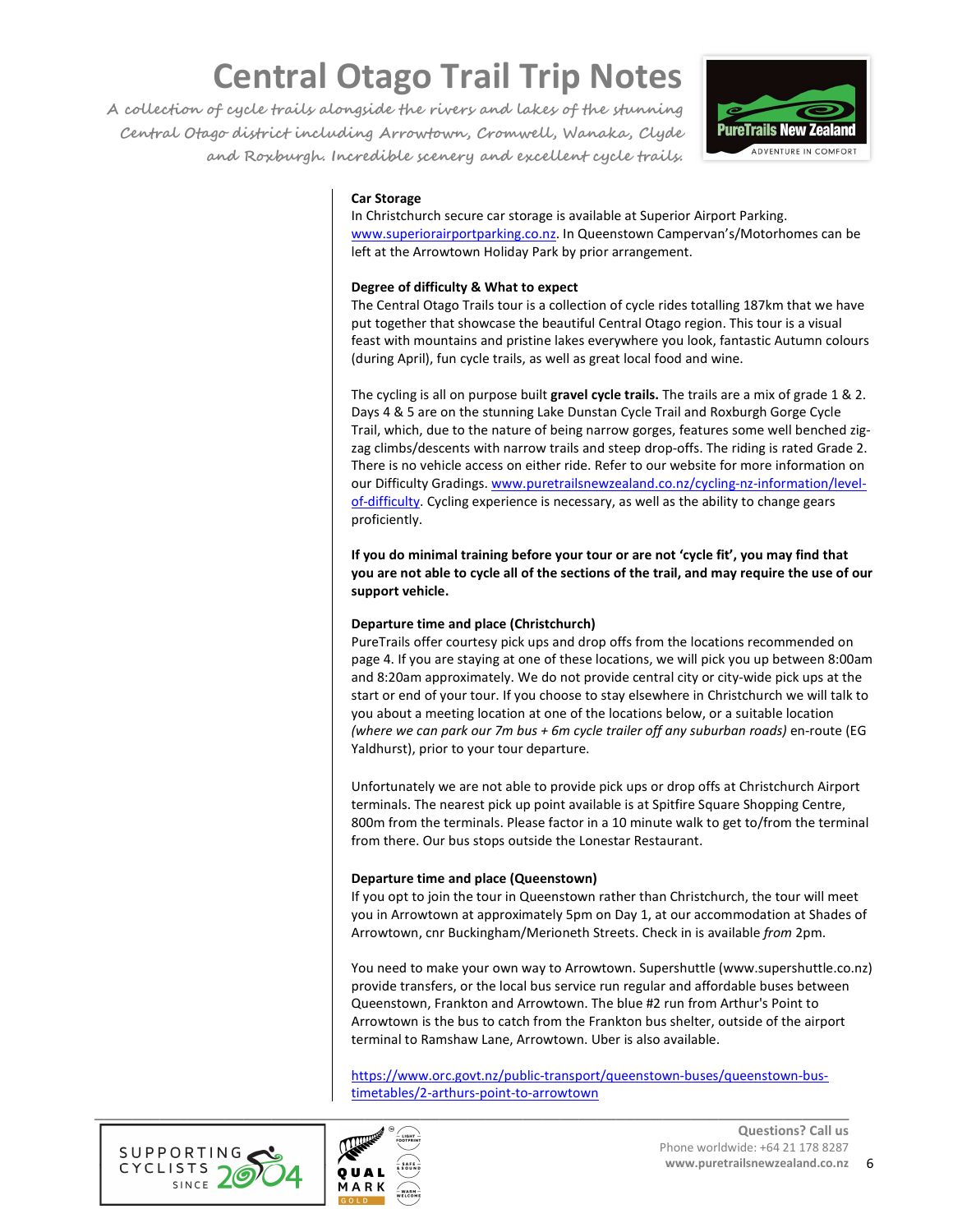### Car Storage

In Christchurch secure car storage is available at Superior Airport Parking. www.superiorairportparking.co.nz. In Queenstown Campervan's/Motorhomes can be left at the Arrowtown Holiday Park by prior arrangement.

### Degree of difficulty & What to expect

The Central Otago Trails tour is a collection of cycle rides totalling 187km that we have put together that showcase the beautiful Central Otago region. This tour is a visual feast with mountains and pristine lakes everywhere you look, fantastic Autumn colours (during April), fun cycle trails, as well as great local food and wine.

The cycling is all on purpose built **gravel cycle trails.** The trails are a mix of grade 1 & 2. Days 4 & 5 are on the stunning Lake Dunstan Cycle Trail and Roxburgh Gorge Cycle Trail, which, due to the nature of being narrow gorges, features some well benched zig-zag climbs/descents with narrow trails and steep drop-offs. The riding is rated Grade 2. There is no vehicle access on either ride. Refer to our website for more information on our Difficulty Gradings. www.puretrailsnewzealand.co.nz/cycling-nz-information/level-of-difficulty. Cycling experience is necessary, as well as the ability to change gears proficiently.

**If you do minimal training before your tour or are not 'cycle fit', you may find that you are not able to cycle all of the sections of the trail, and may require the use of our support vehicle.**

### Departure time and place (Christchurch)

PureTrails offer courtesy pick ups and drop offs from the locations recommended on page 4. If you are staying at one of these locations, we will pick you up between 8:00am and 8:20am approximately. We do not provide central city or city-wide pick ups at the start or end of your tour. If you choose to stay elsewhere in Christchurch we will talk to you about a meeting location at one of the locations below, or a suitable location *(where we can park our 7m bus + 6m cycle trailer off any suburban roads)* en-route (EG Yaldhurst), prior to your tour departure.

Unfortunately we are not able to provide pick ups or drop offs at Christchurch Airport terminals. The nearest pick up point available is at Spitfire Square Shopping Centre, 800m from the terminals. Please factor in a 10 minute walk to get to/from the terminal from there. Our bus stops outside the Lonestar Restaurant.

### Departure time and place (Queenstown)

If you opt to join the tour in Queenstown rather than Christchurch, the tour will meet you in Arrowtown at approximately 5pm on Day 1, at our accommodation at Shades of Arrowtown, cnr Buckingham/Merioneth Streets. Check in is available *from* 2pm.

You need to make your own way to Arrowtown. Supershuttle (www.supershuttle.co.nz) provide transfers, or the local bus service run regular and affordable buses between Queenstown, Frankton and Arrowtown. The blue #2 run from Arthur's Point to Arrowtown is the bus to catch from the Frankton bus shelter, outside of the airport terminal to Ramshaw Lane, Arrowtown. Uber is also available.

https://www.orc.govt.nz/public-transport/queenstown-buses/queenstown-bus-timetables/2-arthurs-point-to-arrowtown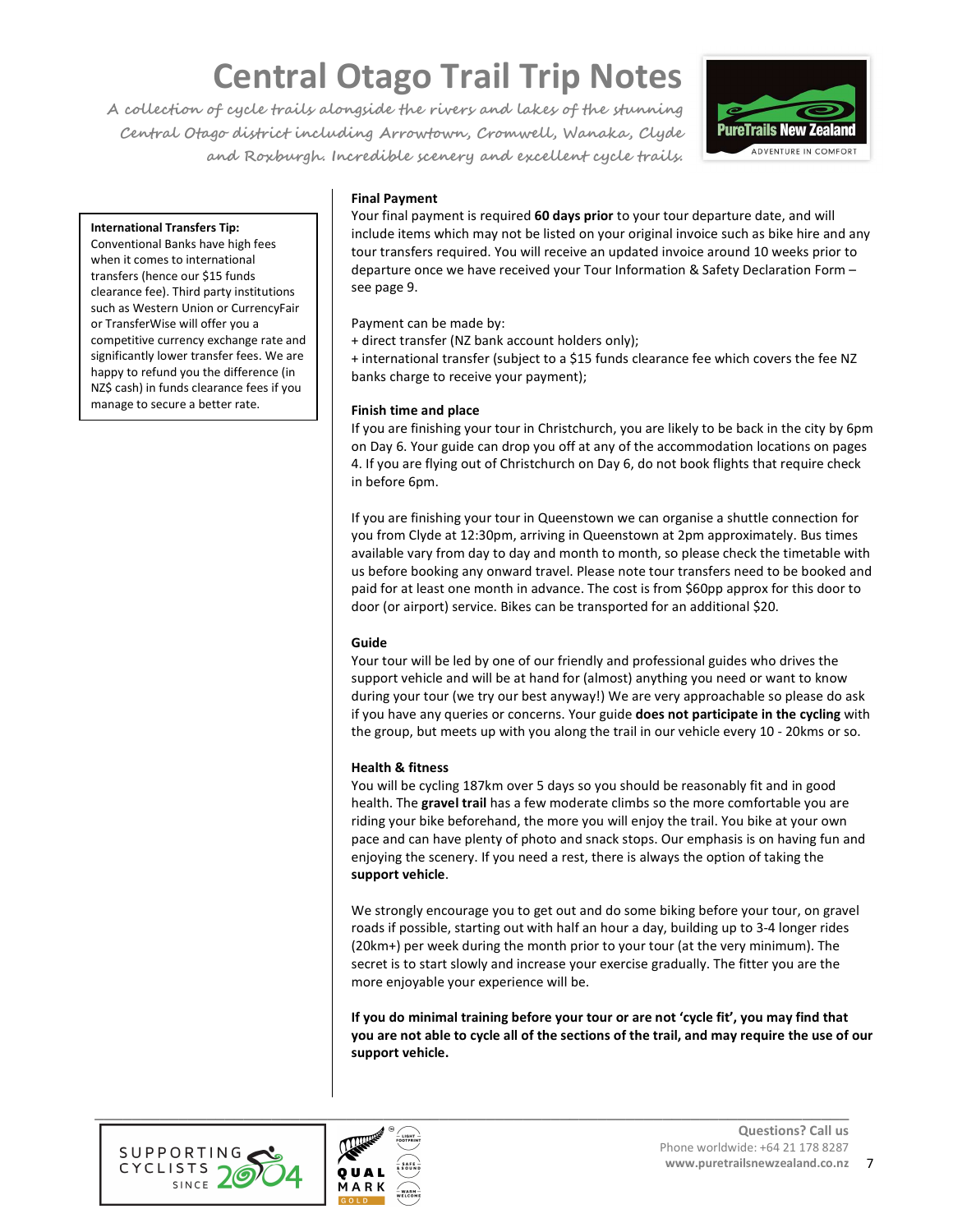# Central Otago Trail Trip Notes

*A collection of cycle trails alongside the rivers and lakes of the stunning Central Otago district including Arrowtown, Cromwell, Wanaka, Clyde and Roxburgh. Incredible scenery and excellent cycle trails.*

> **International Transfers Tip:**
> Conventional Banks have high fees when it comes to international transfers (hence our $15 funds clearance fee). Third party institutions such as Western Union or CurrencyFair or TransferWise will offer you a competitive currency exchange rate and significantly lower transfer fees. We are happy to refund you the difference (in NZ$ cash) in funds clearance fees if you manage to secure a better rate.

### Final Payment

Your final payment is required **60 days prior** to your tour departure date, and will include items which may not be listed on your original invoice such as bike hire and any tour transfers required. You will receive an updated invoice around 10 weeks prior to departure once we have received your Tour Information & Safety Declaration Form – see page 9.

Payment can be made by:
+ direct transfer (NZ bank account holders only);
+ international transfer (subject to a $15 funds clearance fee which covers the fee NZ banks charge to receive your payment);

### Finish time and place

If you are finishing your tour in Christchurch, you are likely to be back in the city by 6pm on Day 6. Your guide can drop you off at any of the accommodation locations on pages 4. If you are flying out of Christchurch on Day 6, do not book flights that require check in before 6pm.

If you are finishing your tour in Queenstown we can organise a shuttle connection for you from Clyde at 12:30pm, arriving in Queenstown at 2pm approximately. Bus times available vary from day to day and month to month, so please check the timetable with us before booking any onward travel. Please note tour transfers need to be booked and paid for at least one month in advance. The cost is from $60pp approx for this door to door (or airport) service. Bikes can be transported for an additional $20.

### Guide

Your tour will be led by one of our friendly and professional guides who drives the support vehicle and will be at hand for (almost) anything you need or want to know during your tour (we try our best anyway!) We are very approachable so please do ask if you have any queries or concerns. Your guide **does not participate in the cycling** with the group, but meets up with you along the trail in our vehicle every 10 - 20kms or so.

### Health & fitness

You will be cycling 187km over 5 days so you should be reasonably fit and in good health. The **gravel trail** has a few moderate climbs so the more comfortable you are riding your bike beforehand, the more you will enjoy the trail. You bike at your own pace and can have plenty of photo and snack stops. Our emphasis is on having fun and enjoying the scenery. If you need a rest, there is always the option of taking the **support vehicle**.

We strongly encourage you to get out and do some biking before your tour, on gravel roads if possible, starting out with half an hour a day, building up to 3-4 longer rides (20km+) per week during the month prior to your tour (at the very minimum). The secret is to start slowly and increase your exercise gradually. The fitter you are the more enjoyable your experience will be.

**If you do minimal training before your tour or are not 'cycle fit', you may find that you are not able to cycle all of the sections of the trail, and may require the use of our support vehicle.**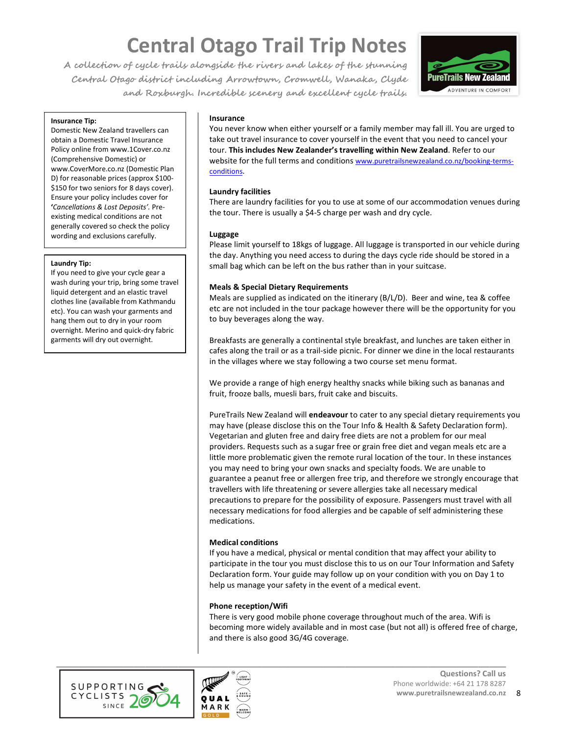# Central Otago Trail Trip Notes

*A collection of cycle trails alongside the rivers and lakes of the stunning Central Otago district including Arrowtown, Cromwell, Wanaka, Clyde and Roxburgh. Incredible scenery and excellent cycle trails.*

**Insurance Tip:**
Domestic New Zealand travellers can obtain a Domestic Travel Insurance Policy online from www.1Cover.co.nz (Comprehensive Domestic) or www.CoverMore.co.nz (Domestic Plan D) for reasonable prices (approx $100-$150 for two seniors for 8 days cover). Ensure your policy includes cover for **'***Cancellations & Lost Deposits'*. Pre-existing medical conditions are not generally covered so check the policy wording and exclusions carefully.

**Laundry Tip:**
If you need to give your cycle gear a wash during your trip, bring some travel liquid detergent and an elastic travel clothes line (available from Kathmandu etc). You can wash your garments and hang them out to dry in your room overnight. Merino and quick-dry fabric garments will dry out overnight.

**Insurance**

You never know when either yourself or a family member may fall ill. You are urged to take out travel insurance to cover yourself in the event that you need to cancel your tour. **This includes New Zealander's travelling within New Zealand**. Refer to our website for the full terms and conditions www.puretrailsnewzealand.co.nz/booking-terms-conditions.

**Laundry facilities**

There are laundry facilities for you to use at some of our accommodation venues during the tour. There is usually a $4-5 charge per wash and dry cycle.

**Luggage**

Please limit yourself to 18kgs of luggage. All luggage is transported in our vehicle during the day. Anything you need access to during the days cycle ride should be stored in a small bag which can be left on the bus rather than in your suitcase.

**Meals & Special Dietary Requirements**

Meals are supplied as indicated on the itinerary (B/L/D). Beer and wine, tea & coffee etc are not included in the tour package however there will be the opportunity for you to buy beverages along the way.

Breakfasts are generally a continental style breakfast, and lunches are taken either in cafes along the trail or as a trail-side picnic. For dinner we dine in the local restaurants in the villages where we stay following a two course set menu format.

We provide a range of high energy healthy snacks while biking such as bananas and fruit, frooze balls, muesli bars, fruit cake and biscuits.

PureTrails New Zealand will **endeavour** to cater to any special dietary requirements you may have (please disclose this on the Tour Info & Health & Safety Declaration form). Vegetarian and gluten free and dairy free diets are not a problem for our meal providers. Requests such as a sugar free or grain free diet and vegan meals etc are a little more problematic given the remote rural location of the tour. In these instances you may need to bring your own snacks and specialty foods. We are unable to guarantee a peanut free or allergen free trip, and therefore we strongly encourage that travellers with life threatening or severe allergies take all necessary medical precautions to prepare for the possibility of exposure. Passengers must travel with all necessary medications for food allergies and be capable of self administering these medications.

**Medical conditions**

If you have a medical, physical or mental condition that may affect your ability to participate in the tour you must disclose this to us on our Tour Information and Safety Declaration form. Your guide may follow up on your condition with you on Day 1 to help us manage your safety in the event of a medical event.

**Phone reception/Wifi**

There is very good mobile phone coverage throughout much of the area. Wifi is becoming more widely available and in most case (but not all) is offered free of charge, and there is also good 3G/4G coverage.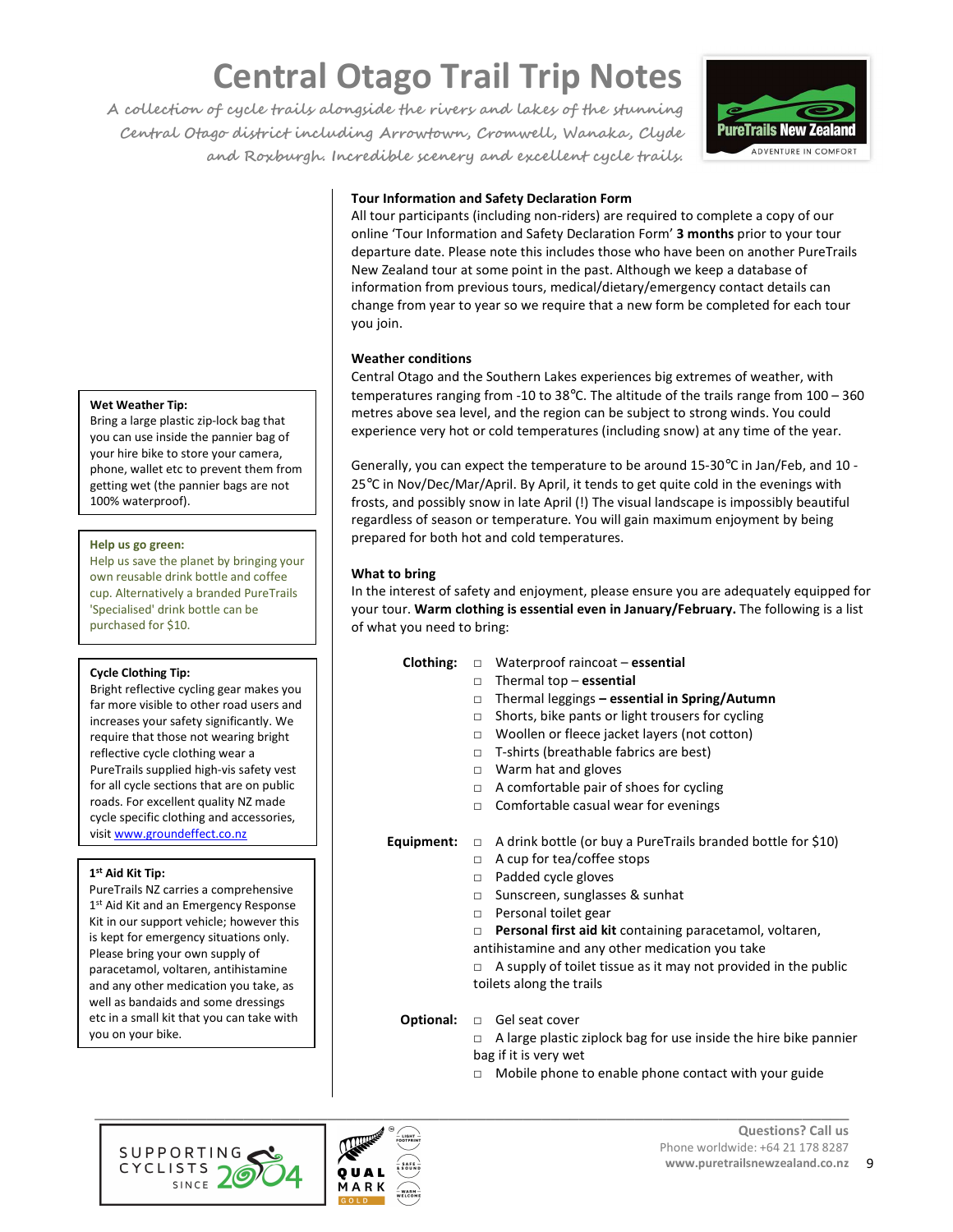# Central Otago Trail Trip Notes

*A collection of cycle trails alongside the rivers and lakes of the stunning Central Otago district including Arrowtown, Cromwell, Wanaka, Clyde and Roxburgh. Incredible scenery and excellent cycle trails.*

### Tour Information and Safety Declaration Form

All tour participants (including non-riders) are required to complete a copy of our online 'Tour Information and Safety Declaration Form' **3 months** prior to your tour departure date. Please note this includes those who have been on another PureTrails New Zealand tour at some point in the past. Although we keep a database of information from previous tours, medical/dietary/emergency contact details can change from year to year so we require that a new form be completed for each tour you join.

### Weather conditions

Central Otago and the Southern Lakes experiences big extremes of weather, with temperatures ranging from -10 to 38℃. The altitude of the trails range from 100 – 360 metres above sea level, and the region can be subject to strong winds. You could experience very hot or cold temperatures (including snow) at any time of the year.

Generally, you can expect the temperature to be around 15-30℃ in Jan/Feb, and 10 - 25℃ in Nov/Dec/Mar/April. By April, it tends to get quite cold in the evenings with frosts, and possibly snow in late April (!) The visual landscape is impossibly beautiful regardless of season or temperature. You will gain maximum enjoyment by being prepared for both hot and cold temperatures.

### What to bring

In the interest of safety and enjoyment, please ensure you are adequately equipped for your tour. **Warm clothing is essential even in January/February.** The following is a list of what you need to bring:

**Clothing:**
- □ Waterproof raincoat – **essential**
- □ Thermal top – **essential**
- □ Thermal leggings **– essential in Spring/Autumn**
- □ Shorts, bike pants or light trousers for cycling
- □ Woollen or fleece jacket layers (not cotton)
- □ T-shirts (breathable fabrics are best)
- □ Warm hat and gloves
- □ A comfortable pair of shoes for cycling
- □ Comfortable casual wear for evenings

**Equipment:**
- □ A drink bottle (or buy a PureTrails branded bottle for $10)
- □ A cup for tea/coffee stops
- □ Padded cycle gloves
- □ Sunscreen, sunglasses & sunhat
- □ Personal toilet gear
- □ **Personal first aid kit** containing paracetamol, voltaren, antihistamine and any other medication you take
- □ A supply of toilet tissue as it may not provided in the public toilets along the trails

**Optional:**
- □ Gel seat cover
- □ A large plastic ziplock bag for use inside the hire bike pannier bag if it is very wet
- □ Mobile phone to enable phone contact with your guide

**Wet Weather Tip:**
Bring a large plastic zip-lock bag that you can use inside the pannier bag of your hire bike to store your camera, phone, wallet etc to prevent them from getting wet (the pannier bags are not 100% waterproof).

**Help us go green:**
Help us save the planet by bringing your own reusable drink bottle and coffee cup. Alternatively a branded PureTrails 'Specialised' drink bottle can be purchased for $10.

**Cycle Clothing Tip:**
Bright reflective cycling gear makes you far more visible to other road users and increases your safety significantly. We require that those not wearing bright reflective cycle clothing wear a PureTrails supplied high-vis safety vest for all cycle sections that are on public roads. For excellent quality NZ made cycle specific clothing and accessories, visit www.groundeffect.co.nz

**1st Aid Kit Tip:**
PureTrails NZ carries a comprehensive 1st Aid Kit and an Emergency Response Kit in our support vehicle; however this is kept for emergency situations only. Please bring your own supply of paracetamol, voltaren, antihistamine and any other medication you take, as well as bandaids and some dressings etc in a small kit that you can take with you on your bike.

**Questions? Call us**
Phone worldwide: +64 21 178 8287
www.puretrailsnewzealand.co.nz